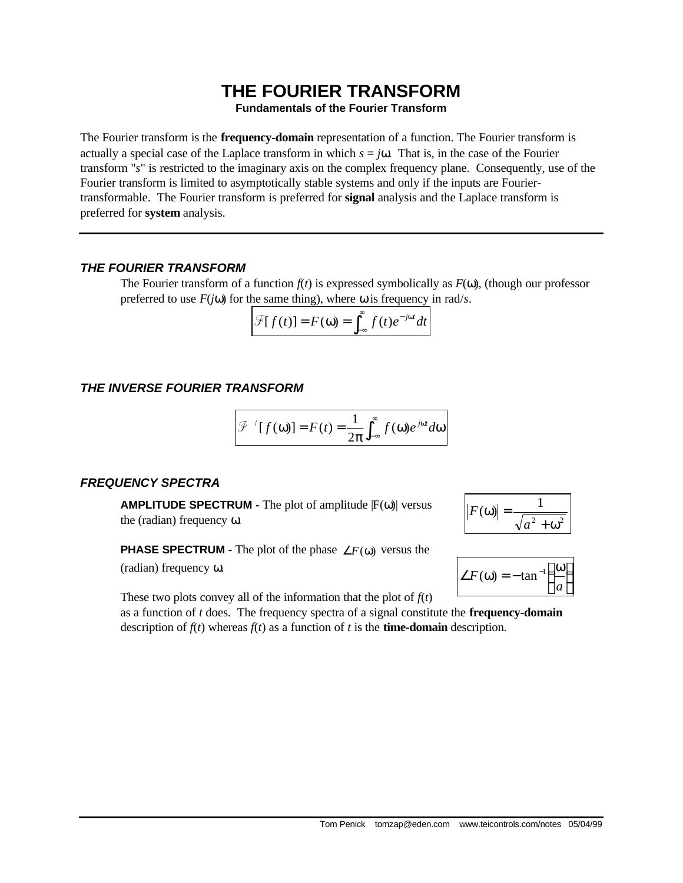# THE FOURIER TRANSFORM

**Fundamentals of the Fourier Transform**

The Fourier transform is the **frequency-domain** representation of a function. The Fourier transform is actually a special case of the Laplace transform in which $s = j\omega$. That is, in the case of the Fourier transform "*s*" is restricted to the imaginary axis on the complex frequency plane. Consequently, use of the Fourier transform is limited to asymptotically stable systems and only if the inputs are Fourier-transformable. The Fourier transform is preferred for **signal** analysis and the Laplace transform is preferred for **system** analysis.

---

## *THE FOURIER TRANSFORM*

The Fourier transform of a function $f(t)$ is expressed symbolically as $F(\omega)$, (though our professor preferred to use $F(j\omega)$ for the same thing), where $\omega$ is frequency in rad/*s*.

$$\mathcal{F}[f(t)] = F(\omega) = \int_{-\infty}^{\infty} f(t)e^{-j\omega t}dt$$

## *THE INVERSE FOURIER TRANSFORM*

$$\mathcal{F}^{-1}[f(\omega)] = F(t) = \frac{1}{2\pi}\int_{-\infty}^{\infty} f(\omega)e^{j\omega t}d\omega$$

## *FREQUENCY SPECTRA*

**AMPLITUDE SPECTRUM -** The plot of amplitude $|F(\omega)|$ versus the (radian) frequency $\omega$.

$$|F(\omega)| = \frac{1}{\sqrt{a^2 + \omega^2}}$$

**PHASE SPECTRUM -** The plot of the phase $\angle F(\omega)$ versus the (radian) frequency $\omega$.

$$\angle F(\omega) = -\tan^{-1}\left(\frac{\omega}{a}\right)$$

These two plots convey all of the information that the plot of $f(t)$ as a function of $t$ does. The frequency spectra of a signal constitute the **frequency-domain** description of $f(t)$ whereas $f(t)$ as a function of $t$ is the **time-domain** description.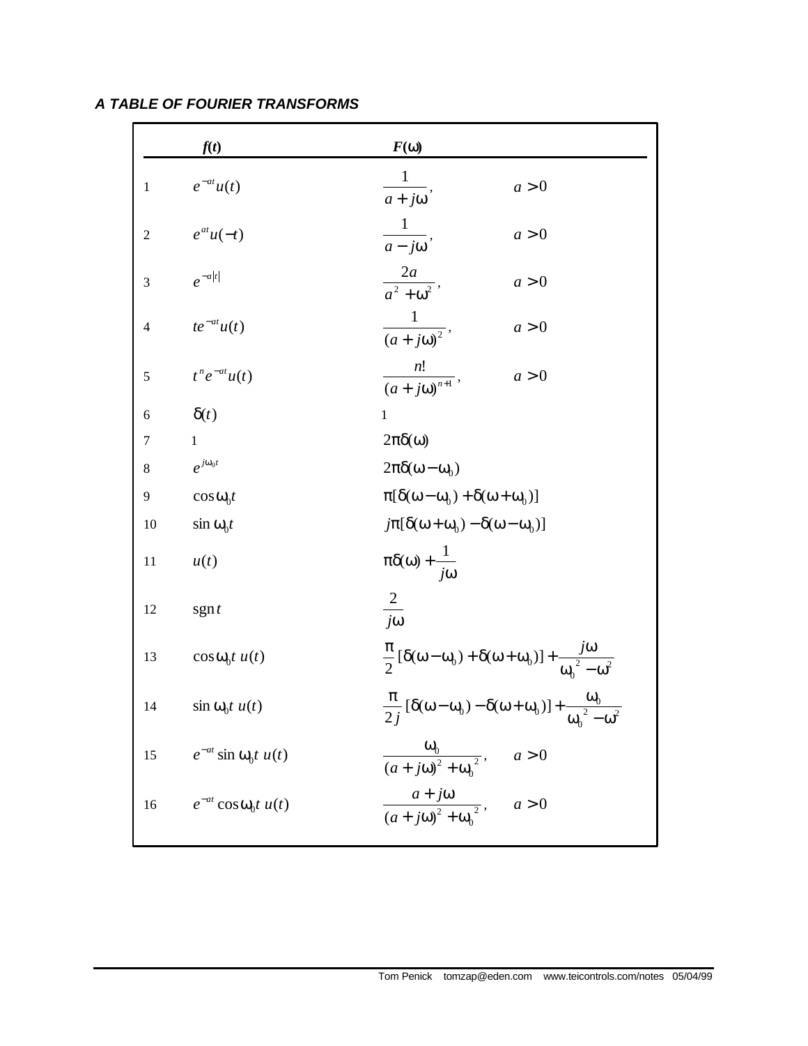### *A TABLE OF FOURIER TRANSFORMS*

| | $f(t)$ | $F(\omega)$ | |
|---|---|---|---|
| 1 | $e^{-at}u(t)$ | $\dfrac{1}{a+j\omega}$, | $a>0$ |
| 2 | $e^{at}u(-t)$ | $\dfrac{1}{a-j\omega}$, | $a>0$ |
| 3 | $e^{-a\lvert t\rvert}$ | $\dfrac{2a}{a^2+\omega^2}$, | $a>0$ |
| 4 | $te^{-at}u(t)$ | $\dfrac{1}{(a+j\omega)^2}$, | $a>0$ |
| 5 | $t^n e^{-at}u(t)$ | $\dfrac{n!}{(a+j\omega)^{n+1}}$, | $a>0$ |
| 6 | $\delta(t)$ | $1$ | |
| 7 | $1$ | $2\pi\delta(\omega)$ | |
| 8 | $e^{j\omega_0 t}$ | $2\pi\delta(\omega-\omega_0)$ | |
| 9 | $\cos\omega_0 t$ | $\pi[\delta(\omega-\omega_0)+\delta(\omega+\omega_0)]$ | |
| 10 | $\sin\omega_0 t$ | $j\pi[\delta(\omega+\omega_0)-\delta(\omega-\omega_0)]$ | |
| 11 | $u(t)$ | $\pi\delta(\omega)+\dfrac{1}{j\omega}$ | |
| 12 | $\operatorname{sgn} t$ | $\dfrac{2}{j\omega}$ | |
| 13 | $\cos\omega_0 t\, u(t)$ | $\dfrac{\pi}{2}[\delta(\omega-\omega_0)+\delta(\omega+\omega_0)]+\dfrac{j\omega}{\omega_0^{\,2}-\omega^2}$ | |
| 14 | $\sin\omega_0 t\, u(t)$ | $\dfrac{\pi}{2j}[\delta(\omega-\omega_0)-\delta(\omega+\omega_0)]+\dfrac{\omega_0}{\omega_0^{\,2}-\omega^2}$ | |
| 15 | $e^{-at}\sin\omega_0 t\, u(t)$ | $\dfrac{\omega_0}{(a+j\omega)^2+\omega_0^{\,2}}$, | $a>0$ |
| 16 | $e^{-at}\cos\omega_0 t\, u(t)$ | $\dfrac{a+j\omega}{(a+j\omega)^2+\omega_0^{\,2}}$, | $a>0$ |

Tom Penick tomzap@eden.com www.teicontrols.com/notes 05/04/99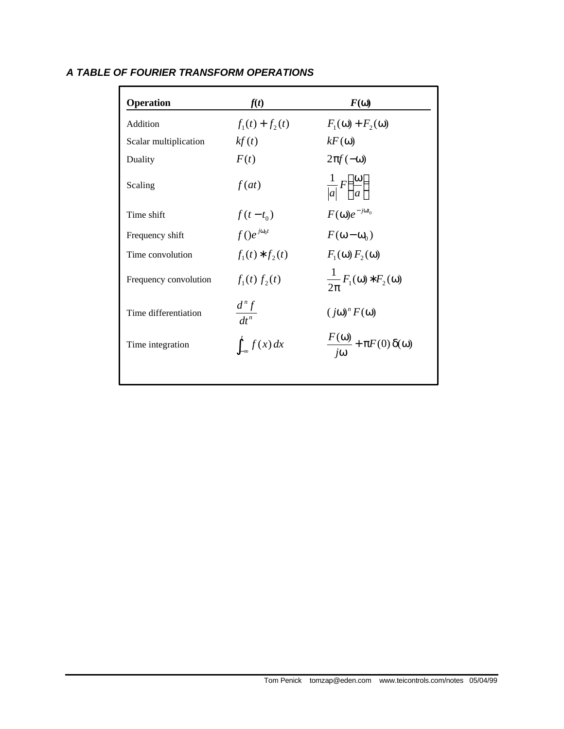### *A TABLE OF FOURIER TRANSFORM OPERATIONS*

| **Operation** | ***f*(*t*)** | ***F*(ω)** |
|---|---|---|
| Addition | $f_1(t) + f_2(t)$ | $F_1(\omega) + F_2(\omega)$ |
| Scalar multiplication | $kf(t)$ | $kF(\omega)$ |
| Duality | $F(t)$ | $2\pi f(-\omega)$ |
| Scaling | $f(at)$ | $\frac{1}{\lvert a \rvert} F\left(\frac{\omega}{a}\right)$ |
| Time shift | $f(t - t_0)$ | $F(\omega)e^{-j\omega t_0}$ |
| Frequency shift | $f()e^{j\omega_0 t}$ | $F(\omega - \omega_0)$ |
| Time convolution | $f_1(t) * f_2(t)$ | $F_1(\omega)\, F_2(\omega)$ |
| Frequency convolution | $f_1(t)\; f_2(t)$ | $\frac{1}{2\pi} F_1(\omega) * F_2(\omega)$ |
| Time differentiation | $\frac{d^n f}{dt^n}$ | $(j\omega)^n F(\omega)$ |
| Time integration | $\int_{-\infty}^{t} f(x)\, dx$ | $\frac{F(\omega)}{j\omega} + \pi F(0)\,\delta(\omega)$ |